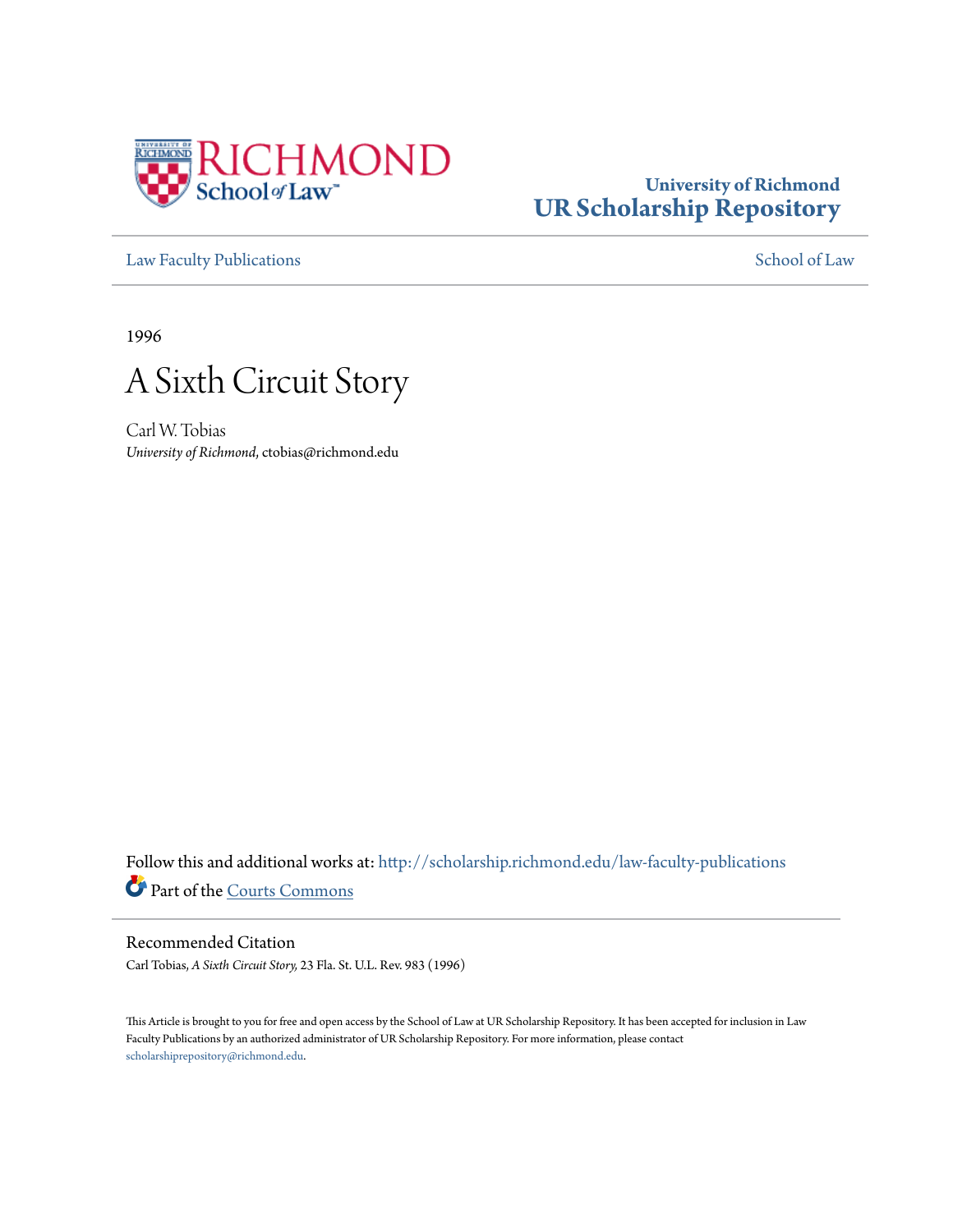University of Richmond
UR Scholarship Repository

Law Faculty Publications

School of Law

1996

# A Sixth Circuit Story

Carl W. Tobias
*University of Richmond*, ctobias@richmond.edu

Follow this and additional works at: http://scholarship.richmond.edu/law-faculty-publications

Part of the Courts Commons

## Recommended Citation

Carl Tobias, *A Sixth Circuit Story,* 23 Fla. St. U.L. Rev. 983 (1996)

This Article is brought to you for free and open access by the School of Law at UR Scholarship Repository. It has been accepted for inclusion in Law Faculty Publications by an authorized administrator of UR Scholarship Repository. For more information, please contact scholarshiprepository@richmond.edu.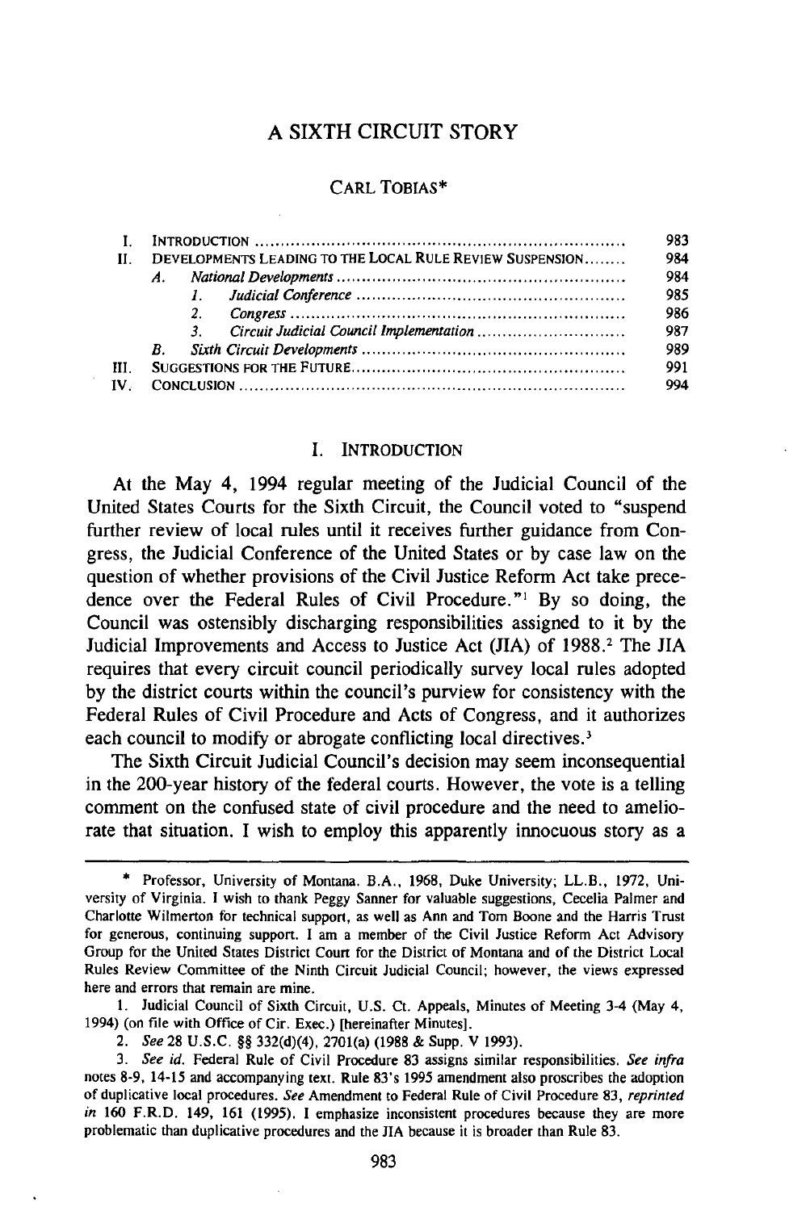# A SIXTH CIRCUIT STORY

CARL TOBIAS*

| | | Page |
|---|---|---|
| I. | INTRODUCTION | 983 |
| II. | DEVELOPMENTS LEADING TO THE LOCAL RULE REVIEW SUSPENSION | 984 |
| | A. *National Developments* | 984 |
| | 1. *Judicial Conference* | 985 |
| | 2. *Congress* | 986 |
| | 3. *Circuit Judicial Council Implementation* | 987 |
| | B. *Sixth Circuit Developments* | 989 |
| III. | SUGGESTIONS FOR THE FUTURE | 991 |
| IV. | CONCLUSION | 994 |

## I. INTRODUCTION

At the May 4, 1994 regular meeting of the Judicial Council of the United States Courts for the Sixth Circuit, the Council voted to "suspend further review of local rules until it receives further guidance from Congress, the Judicial Conference of the United States or by case law on the question of whether provisions of the Civil Justice Reform Act take precedence over the Federal Rules of Civil Procedure."[1] By so doing, the Council was ostensibly discharging responsibilities assigned to it by the Judicial Improvements and Access to Justice Act (JIA) of 1988.[2] The JIA requires that every circuit council periodically survey local rules adopted by the district courts within the council's purview for consistency with the Federal Rules of Civil Procedure and Acts of Congress, and it authorizes each council to modify or abrogate conflicting local directives.[3]

The Sixth Circuit Judicial Council's decision may seem inconsequential in the 200-year history of the federal courts. However, the vote is a telling comment on the confused state of civil procedure and the need to ameliorate that situation. I wish to employ this apparently innocuous story as a

---

\* Professor, University of Montana. B.A., 1968, Duke University; LL.B., 1972, University of Virginia. I wish to thank Peggy Sanner for valuable suggestions, Cecelia Palmer and Charlotte Wilmerton for technical support, as well as Ann and Tom Boone and the Harris Trust for generous, continuing support. I am a member of the Civil Justice Reform Act Advisory Group for the United States District Court for the District of Montana and of the District Local Rules Review Committee of the Ninth Circuit Judicial Council; however, the views expressed here and errors that remain are mine.

1. Judicial Council of Sixth Circuit, U.S. Ct. Appeals, Minutes of Meeting 3-4 (May 4, 1994) (on file with Office of Cir. Exec.) [hereinafter Minutes].

2. *See* 28 U.S.C. §§ 332(d)(4), 2701(a) (1988 & Supp. V 1993).

3. *See id.* Federal Rule of Civil Procedure 83 assigns similar responsibilities. *See infra* notes 8-9, 14-15 and accompanying text. Rule 83's 1995 amendment also proscribes the adoption of duplicative local procedures. *See* Amendment to Federal Rule of Civil Procedure 83, *reprinted in* 160 F.R.D. 149, 161 (1995). I emphasize inconsistent procedures because they are more problematic than duplicative procedures and the JIA because it is broader than Rule 83.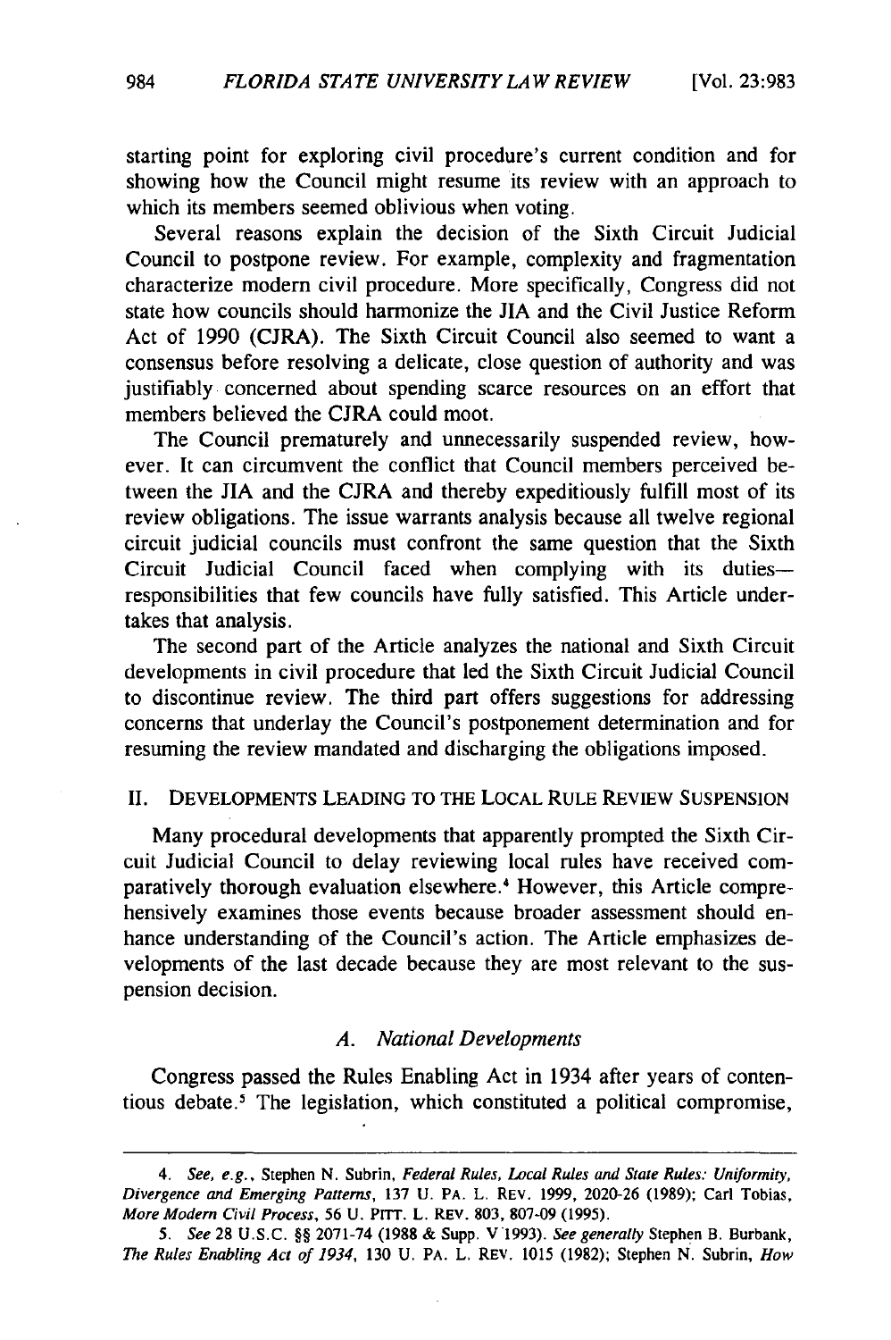starting point for exploring civil procedure's current condition and for showing how the Council might resume its review with an approach to which its members seemed oblivious when voting.

Several reasons explain the decision of the Sixth Circuit Judicial Council to postpone review. For example, complexity and fragmentation characterize modern civil procedure. More specifically, Congress did not state how councils should harmonize the JIA and the Civil Justice Reform Act of 1990 (CJRA). The Sixth Circuit Council also seemed to want a consensus before resolving a delicate, close question of authority and was justifiably concerned about spending scarce resources on an effort that members believed the CJRA could moot.

The Council prematurely and unnecessarily suspended review, however. It can circumvent the conflict that Council members perceived between the JIA and the CJRA and thereby expeditiously fulfill most of its review obligations. The issue warrants analysis because all twelve regional circuit judicial councils must confront the same question that the Sixth Circuit Judicial Council faced when complying with its duties—responsibilities that few councils have fully satisfied. This Article undertakes that analysis.

The second part of the Article analyzes the national and Sixth Circuit developments in civil procedure that led the Sixth Circuit Judicial Council to discontinue review. The third part offers suggestions for addressing concerns that underlay the Council's postponement determination and for resuming the review mandated and discharging the obligations imposed.

## II. DEVELOPMENTS LEADING TO THE LOCAL RULE REVIEW SUSPENSION

Many procedural developments that apparently prompted the Sixth Circuit Judicial Council to delay reviewing local rules have received comparatively thorough evaluation elsewhere.[4] However, this Article comprehensively examines those events because broader assessment should enhance understanding of the Council's action. The Article emphasizes developments of the last decade because they are most relevant to the suspension decision.

### A. National Developments

Congress passed the Rules Enabling Act in 1934 after years of contentious debate.[5] The legislation, which constituted a political compromise,

---

4. *See, e.g.*, Stephen N. Subrin, *Federal Rules, Local Rules and State Rules: Uniformity, Divergence and Emerging Patterns*, 137 U. PA. L. REV. 1999, 2020-26 (1989); Carl Tobias, *More Modern Civil Process*, 56 U. PITT. L. REV. 803, 807-09 (1995).

5. *See* 28 U.S.C. §§ 2071-74 (1988 & Supp. V 1993). *See generally* Stephen B. Burbank, *The Rules Enabling Act of 1934*, 130 U. PA. L. REV. 1015 (1982); Stephen N. Subrin, *How*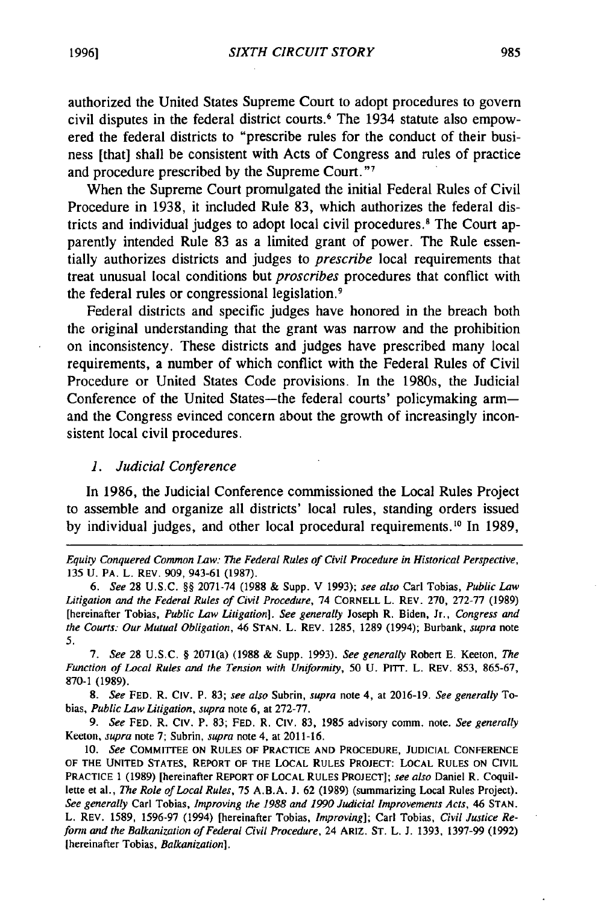authorized the United States Supreme Court to adopt procedures to govern civil disputes in the federal district courts.[6] The 1934 statute also empowered the federal districts to "prescribe rules for the conduct of their business [that] shall be consistent with Acts of Congress and rules of practice and procedure prescribed by the Supreme Court."[7]

When the Supreme Court promulgated the initial Federal Rules of Civil Procedure in 1938, it included Rule 83, which authorizes the federal districts and individual judges to adopt local civil procedures.[8] The Court apparently intended Rule 83 as a limited grant of power. The Rule essentially authorizes districts and judges to *prescribe* local requirements that treat unusual local conditions but *proscribes* procedures that conflict with the federal rules or congressional legislation.[9]

Federal districts and specific judges have honored in the breach both the original understanding that the grant was narrow and the prohibition on inconsistency. These districts and judges have prescribed many local requirements, a number of which conflict with the Federal Rules of Civil Procedure or United States Code provisions. In the 1980s, the Judicial Conference of the United States—the federal courts' policymaking arm—and the Congress evinced concern about the growth of increasingly inconsistent local civil procedures.

### 1. *Judicial Conference*

In 1986, the Judicial Conference commissioned the Local Rules Project to assemble and organize all districts' local rules, standing orders issued by individual judges, and other local procedural requirements.[10] In 1989,

---

*Equity Conquered Common Law: The Federal Rules of Civil Procedure in Historical Perspective*, 135 U. PA. L. REV. 909, 943-61 (1987).

6. *See* 28 U.S.C. §§ 2071-74 (1988 & Supp. V 1993); *see also* Carl Tobias, *Public Law Litigation and the Federal Rules of Civil Procedure*, 74 CORNELL L. REV. 270, 272-77 (1989) [hereinafter Tobias, *Public Law Litigation*]. *See generally* Joseph R. Biden, Jr., *Congress and the Courts: Our Mutual Obligation*, 46 STAN. L. REV. 1285, 1289 (1994); Burbank, *supra* note 5.

7. *See* 28 U.S.C. § 2071(a) (1988 & Supp. 1993). *See generally* Robert E. Keeton, *The Function of Local Rules and the Tension with Uniformity*, 50 U. PITT. L. REV. 853, 865-67, 870-1 (1989).

8. *See* FED. R. CIV. P. 83; *see also* Subrin, *supra* note 4, at 2016-19. *See generally* Tobias, *Public Law Litigation*, *supra* note 6, at 272-77.

9. *See* FED. R. CIV. P. 83; FED. R. CIV. 83, 1985 advisory comm. note. *See generally* Keeton, *supra* note 7; Subrin, *supra* note 4, at 2011-16.

10. *See* COMMITTEE ON RULES OF PRACTICE AND PROCEDURE, JUDICIAL CONFERENCE OF THE UNITED STATES, REPORT OF THE LOCAL RULES PROJECT: LOCAL RULES ON CIVIL PRACTICE 1 (1989) [hereinafter REPORT OF LOCAL RULES PROJECT]; *see also* Daniel R. Coquillette et al., *The Role of Local Rules*, 75 A.B.A. J. 62 (1989) (summarizing Local Rules Project). *See generally* Carl Tobias, *Improving the 1988 and 1990 Judicial Improvements Acts*, 46 STAN. L. REV. 1589, 1596-97 (1994) [hereinafter Tobias, *Improving*]; Carl Tobias, *Civil Justice Reform and the Balkanization of Federal Civil Procedure*, 24 ARIZ. ST. L. J. 1393, 1397-99 (1992) [hereinafter Tobias, *Balkanization*].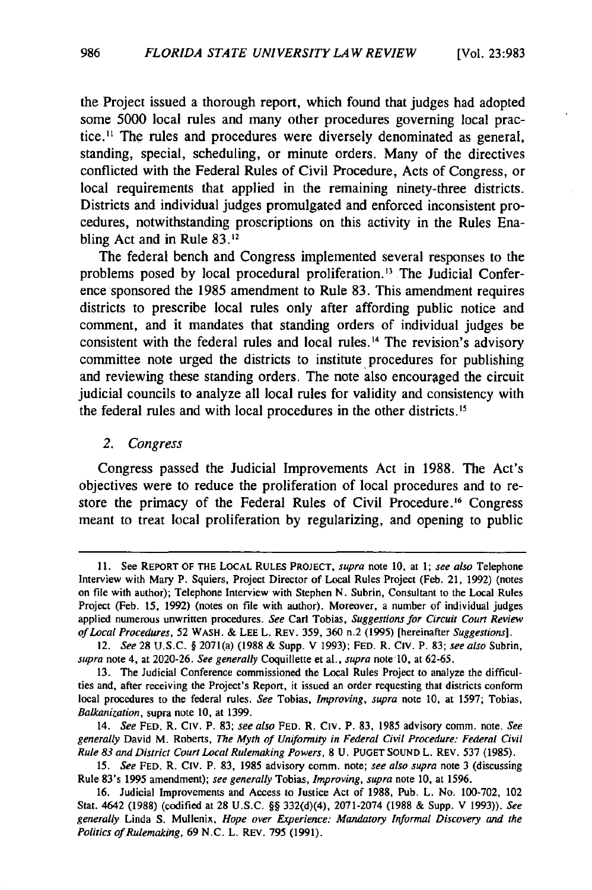the Project issued a thorough report, which found that judges had adopted some 5000 local rules and many other procedures governing local practice.[11] The rules and procedures were diversely denominated as general, standing, special, scheduling, or minute orders. Many of the directives conflicted with the Federal Rules of Civil Procedure, Acts of Congress, or local requirements that applied in the remaining ninety-three districts. Districts and individual judges promulgated and enforced inconsistent procedures, notwithstanding proscriptions on this activity in the Rules Enabling Act and in Rule 83.[12]

The federal bench and Congress implemented several responses to the problems posed by local procedural proliferation.[13] The Judicial Conference sponsored the 1985 amendment to Rule 83. This amendment requires districts to prescribe local rules only after affording public notice and comment, and it mandates that standing orders of individual judges be consistent with the federal rules and local rules.[14] The revision's advisory committee note urged the districts to institute procedures for publishing and reviewing these standing orders. The note also encouraged the circuit judicial councils to analyze all local rules for validity and consistency with the federal rules and with local procedures in the other districts.[15]

### 2. *Congress*

Congress passed the Judicial Improvements Act in 1988. The Act's objectives were to reduce the proliferation of local procedures and to restore the primacy of the Federal Rules of Civil Procedure.[16] Congress meant to treat local proliferation by regularizing, and opening to public

---

11. See REPORT OF THE LOCAL RULES PROJECT, *supra* note 10, at 1; *see also* Telephone Interview with Mary P. Squiers, Project Director of Local Rules Project (Feb. 21, 1992) (notes on file with author); Telephone Interview with Stephen N. Subrin, Consultant to the Local Rules Project (Feb. 15, 1992) (notes on file with author). Moreover, a number of individual judges applied numerous unwritten procedures. *See* Carl Tobias, *Suggestions for Circuit Court Review of Local Procedures*, 52 WASH. & LEE L. REV. 359, 360 n.2 (1995) [hereinafter *Suggestions*].

12. *See* 28 U.S.C. § 2071(a) (1988 & Supp. V 1993); FED. R. CIV. P. 83; *see also* Subrin, *supra* note 4, at 2020-26. *See generally* Coquillette et al., *supra* note 10, at 62-65.

13. The Judicial Conference commissioned the Local Rules Project to analyze the difficulties and, after receiving the Project's Report, it issued an order requesting that districts conform local procedures to the federal rules. *See* Tobias, *Improving*, *supra* note 10, at 1597; Tobias, *Balkanization*, supra note 10, at 1399.

14. *See* FED. R. CIV. P. 83; *see also* FED. R. CIV. P. 83, 1985 advisory comm. note. *See generally* David M. Roberts, *The Myth of Uniformity in Federal Civil Procedure: Federal Civil Rule 83 and District Court Local Rulemaking Powers*, 8 U. PUGET SOUND L. REV. 537 (1985).

15. *See* FED. R. CIV. P. 83, 1985 advisory comm. note; *see also supra* note 3 (discussing Rule 83's 1995 amendment); *see generally* Tobias, *Improving*, *supra* note 10, at 1596.

16. Judicial Improvements and Access to Justice Act of 1988, Pub. L. No. 100-702, 102 Stat. 4642 (1988) (codified at 28 U.S.C. §§ 332(d)(4), 2071-2074 (1988 & Supp. V 1993)). *See generally* Linda S. Mullenix, *Hope over Experience: Mandatory Informal Discovery and the Politics of Rulemaking*, 69 N.C. L. REV. 795 (1991).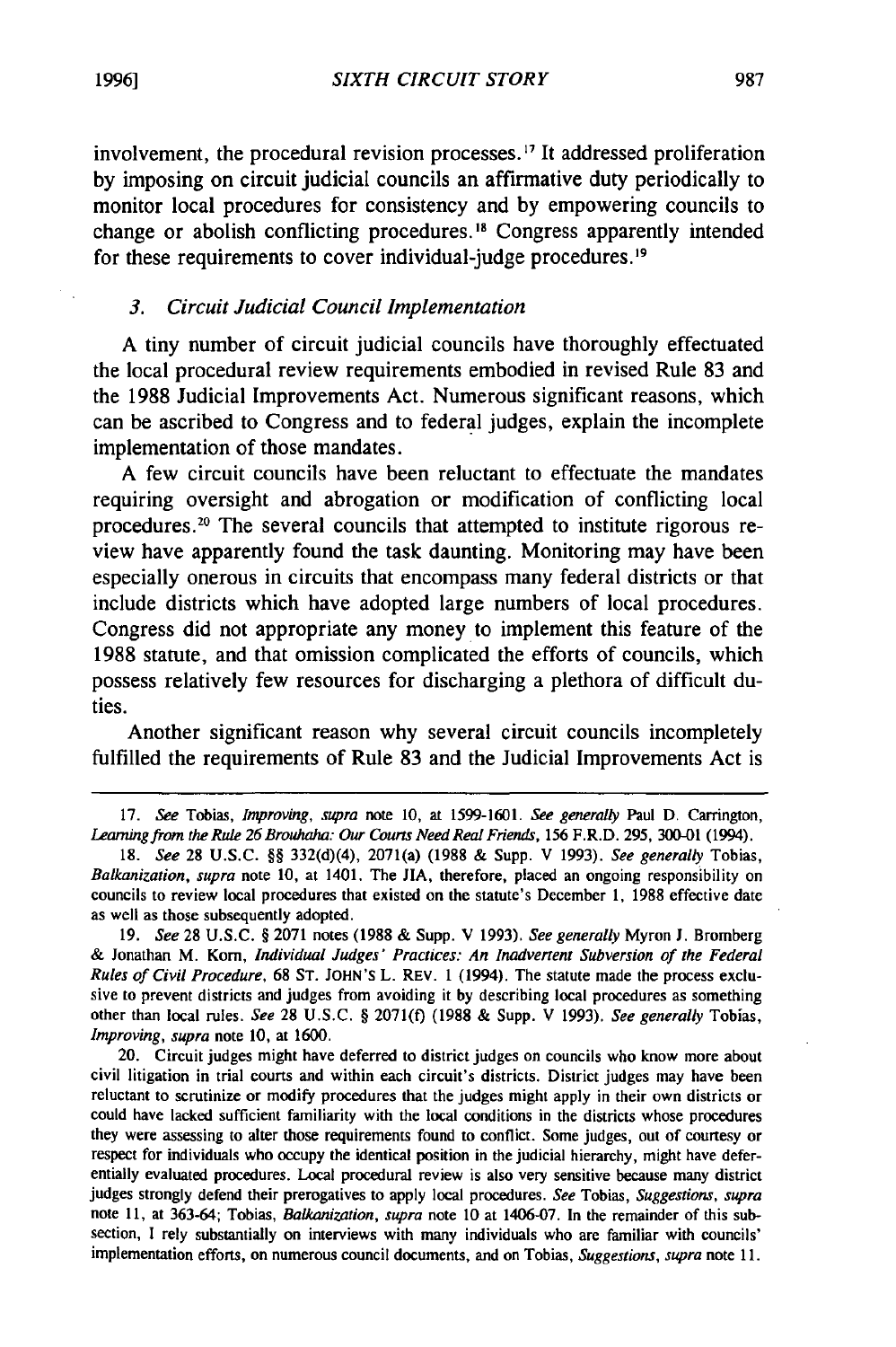involvement, the procedural revision processes.[17] It addressed proliferation by imposing on circuit judicial councils an affirmative duty periodically to monitor local procedures for consistency and by empowering councils to change or abolish conflicting procedures.[18] Congress apparently intended for these requirements to cover individual-judge procedures.[19]

### *3. Circuit Judicial Council Implementation*

A tiny number of circuit judicial councils have thoroughly effectuated the local procedural review requirements embodied in revised Rule 83 and the 1988 Judicial Improvements Act. Numerous significant reasons, which can be ascribed to Congress and to federal judges, explain the incomplete implementation of those mandates.

A few circuit councils have been reluctant to effectuate the mandates requiring oversight and abrogation or modification of conflicting local procedures.[20] The several councils that attempted to institute rigorous review have apparently found the task daunting. Monitoring may have been especially onerous in circuits that encompass many federal districts or that include districts which have adopted large numbers of local procedures. Congress did not appropriate any money to implement this feature of the 1988 statute, and that omission complicated the efforts of councils, which possess relatively few resources for discharging a plethora of difficult duties.

Another significant reason why several circuit councils incompletely fulfilled the requirements of Rule 83 and the Judicial Improvements Act is

---

17. *See* Tobias, *Improving*, *supra* note 10, at 1599-1601. *See generally* Paul D. Carrington, *Learning from the Rule 26 Brouhaha: Our Courts Need Real Friends*, 156 F.R.D. 295, 300-01 (1994).

18. *See* 28 U.S.C. §§ 332(d)(4), 2071(a) (1988 & Supp. V 1993). *See generally* Tobias, *Balkanization*, *supra* note 10, at 1401. The JIA, therefore, placed an ongoing responsibility on councils to review local procedures that existed on the statute's December 1, 1988 effective date as well as those subsequently adopted.

19. *See* 28 U.S.C. § 2071 notes (1988 & Supp. V 1993). *See generally* Myron J. Bromberg & Jonathan M. Korn, *Individual Judges' Practices: An Inadvertent Subversion of the Federal Rules of Civil Procedure*, 68 ST. JOHN'S L. REV. 1 (1994). The statute made the process exclusive to prevent districts and judges from avoiding it by describing local procedures as something other than local rules. *See* 28 U.S.C. § 2071(f) (1988 & Supp. V 1993). *See generally* Tobias, *Improving*, *supra* note 10, at 1600.

20. Circuit judges might have deferred to district judges on councils who know more about civil litigation in trial courts and within each circuit's districts. District judges may have been reluctant to scrutinize or modify procedures that the judges might apply in their own districts or could have lacked sufficient familiarity with the local conditions in the districts whose procedures they were assessing to alter those requirements found to conflict. Some judges, out of courtesy or respect for individuals who occupy the identical position in the judicial hierarchy, might have deferentially evaluated procedures. Local procedural review is also very sensitive because many district judges strongly defend their prerogatives to apply local procedures. *See* Tobias, *Suggestions*, *supra* note 11, at 363-64; Tobias, *Balkanization*, *supra* note 10 at 1406-07. In the remainder of this subsection, I rely substantially on interviews with many individuals who are familiar with councils' implementation efforts, on numerous council documents, and on Tobias, *Suggestions*, *supra* note 11.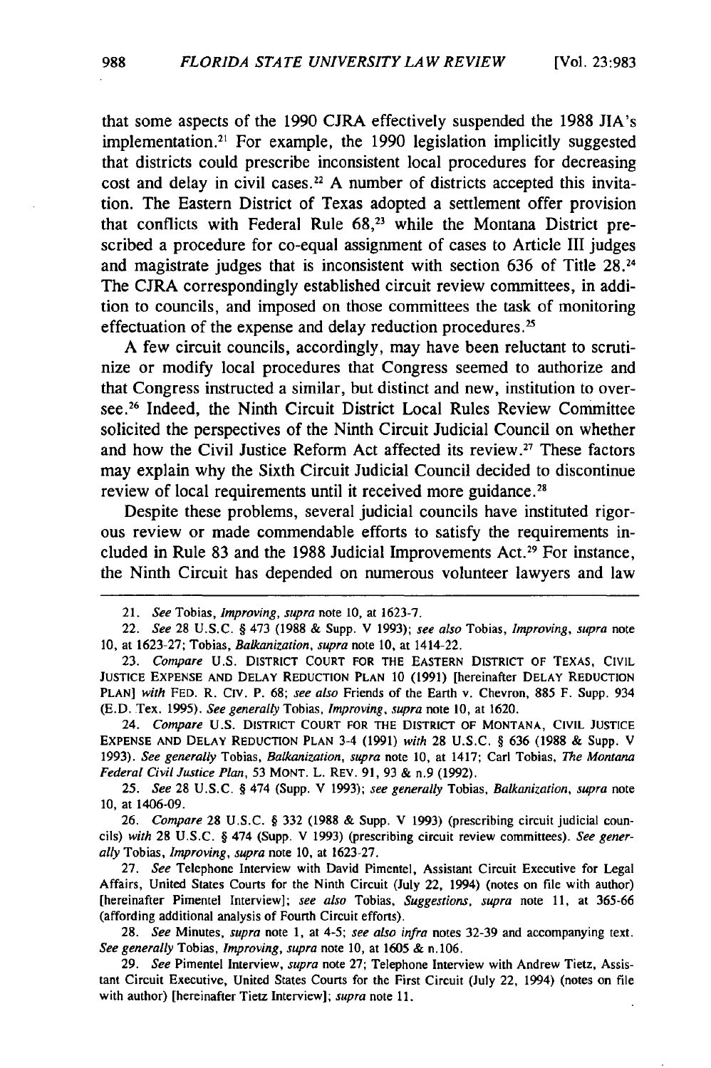that some aspects of the 1990 CJRA effectively suspended the 1988 JIA's implementation.[21] For example, the 1990 legislation implicitly suggested that districts could prescribe inconsistent local procedures for decreasing cost and delay in civil cases.[22] A number of districts accepted this invitation. The Eastern District of Texas adopted a settlement offer provision that conflicts with Federal Rule 68,[23] while the Montana District prescribed a procedure for co-equal assignment of cases to Article III judges and magistrate judges that is inconsistent with section 636 of Title 28.[24] The CJRA correspondingly established circuit review committees, in addition to councils, and imposed on those committees the task of monitoring effectuation of the expense and delay reduction procedures.[25]

A few circuit councils, accordingly, may have been reluctant to scrutinize or modify local procedures that Congress seemed to authorize and that Congress instructed a similar, but distinct and new, institution to oversee.[26] Indeed, the Ninth Circuit District Local Rules Review Committee solicited the perspectives of the Ninth Circuit Judicial Council on whether and how the Civil Justice Reform Act affected its review.[27] These factors may explain why the Sixth Circuit Judicial Council decided to discontinue review of local requirements until it received more guidance.[28]

Despite these problems, several judicial councils have instituted rigorous review or made commendable efforts to satisfy the requirements included in Rule 83 and the 1988 Judicial Improvements Act.[29] For instance, the Ninth Circuit has depended on numerous volunteer lawyers and law

---

21. *See* Tobias, *Improving*, *supra* note 10, at 1623-7.

22. *See* 28 U.S.C. § 473 (1988 & Supp. V 1993); *see also* Tobias, *Improving*, *supra* note 10, at 1623-27; Tobias, *Balkanization*, *supra* note 10, at 1414-22.

23. *Compare* U.S. DISTRICT COURT FOR THE EASTERN DISTRICT OF TEXAS, CIVIL JUSTICE EXPENSE AND DELAY REDUCTION PLAN 10 (1991) [hereinafter DELAY REDUCTION PLAN] *with* FED. R. CIV. P. 68; *see also* Friends of the Earth v. Chevron, 885 F. Supp. 934 (E.D. Tex. 1995). *See generally* Tobias, *Improving*, *supra* note 10, at 1620.

24. *Compare* U.S. DISTRICT COURT FOR THE DISTRICT OF MONTANA, CIVIL JUSTICE EXPENSE AND DELAY REDUCTION PLAN 3-4 (1991) *with* 28 U.S.C. § 636 (1988 & Supp. V 1993). *See generally* Tobias, *Balkanization*, *supra* note 10, at 1417; Carl Tobias, *The Montana Federal Civil Justice Plan*, 53 MONT. L. REV. 91, 93 & n.9 (1992).

25. *See* 28 U.S.C. § 474 (Supp. V 1993); *see generally* Tobias, *Balkanization*, *supra* note 10, at 1406-09.

26. *Compare* 28 U.S.C. § 332 (1988 & Supp. V 1993) (prescribing circuit judicial councils) *with* 28 U.S.C. § 474 (Supp. V 1993) (prescribing circuit review committees). *See generally* Tobias, *Improving*, *supra* note 10, at 1623-27.

27. *See* Telephone Interview with David Pimentel, Assistant Circuit Executive for Legal Affairs, United States Courts for the Ninth Circuit (July 22, 1994) (notes on file with author) [hereinafter Pimentel Interview]; *see also* Tobias, *Suggestions*, *supra* note 11, at 365-66 (affording additional analysis of Fourth Circuit efforts).

28. *See* Minutes, *supra* note 1, at 4-5; *see also infra* notes 32-39 and accompanying text. *See generally* Tobias, *Improving*, *supra* note 10, at 1605 & n.106.

29. *See* Pimentel Interview, *supra* note 27; Telephone Interview with Andrew Tietz, Assistant Circuit Executive, United States Courts for the First Circuit (July 22, 1994) (notes on file with author) [hereinafter Tietz Interview]; *supra* note 11.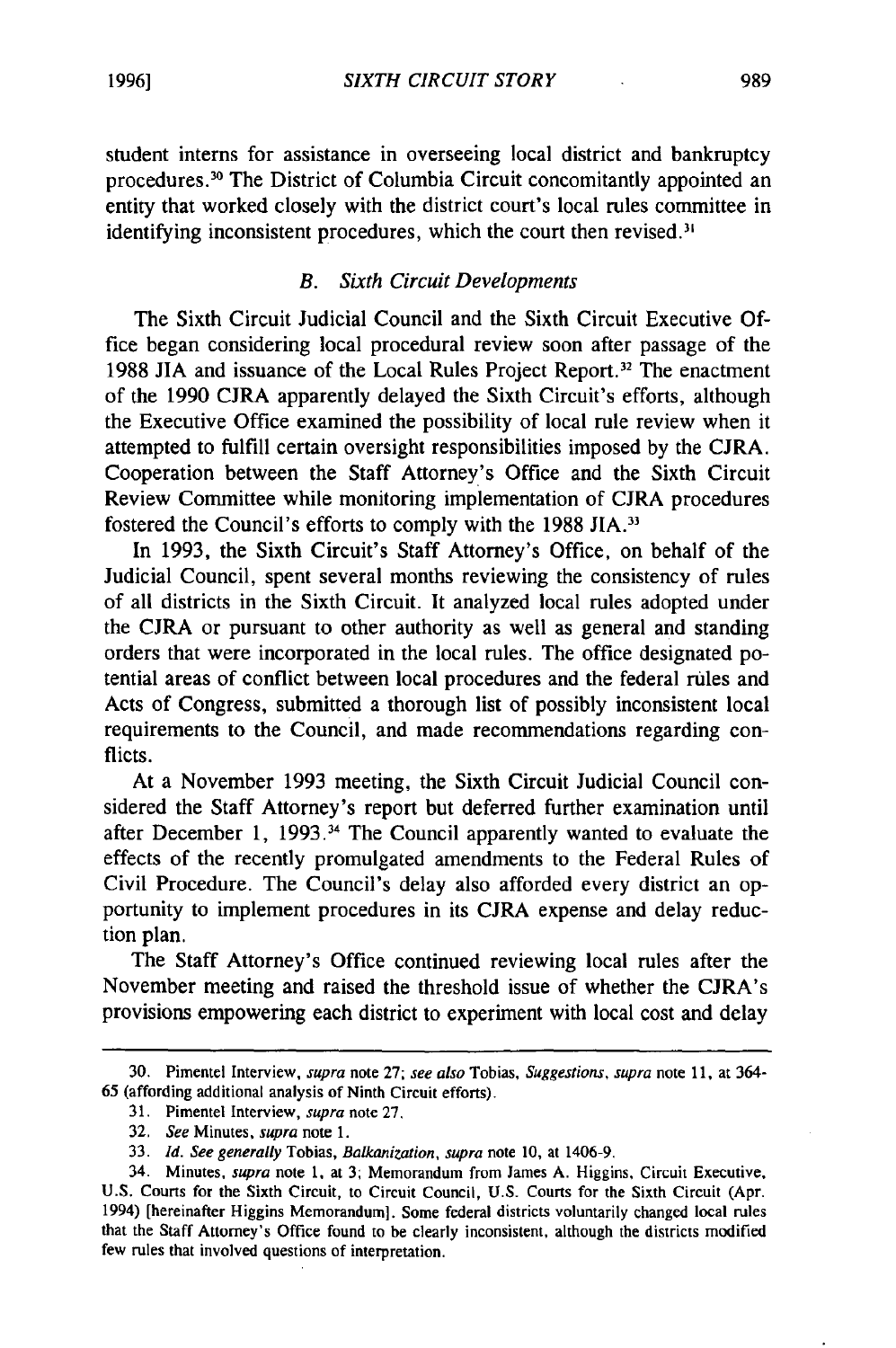student interns for assistance in overseeing local district and bankruptcy procedures.[30] The District of Columbia Circuit concomitantly appointed an entity that worked closely with the district court's local rules committee in identifying inconsistent procedures, which the court then revised.[31]

### *B. Sixth Circuit Developments*

The Sixth Circuit Judicial Council and the Sixth Circuit Executive Office began considering local procedural review soon after passage of the 1988 JIA and issuance of the Local Rules Project Report.[32] The enactment of the 1990 CJRA apparently delayed the Sixth Circuit's efforts, although the Executive Office examined the possibility of local rule review when it attempted to fulfill certain oversight responsibilities imposed by the CJRA. Cooperation between the Staff Attorney's Office and the Sixth Circuit Review Committee while monitoring implementation of CJRA procedures fostered the Council's efforts to comply with the 1988 JIA.[33]

In 1993, the Sixth Circuit's Staff Attorney's Office, on behalf of the Judicial Council, spent several months reviewing the consistency of rules of all districts in the Sixth Circuit. It analyzed local rules adopted under the CJRA or pursuant to other authority as well as general and standing orders that were incorporated in the local rules. The office designated potential areas of conflict between local procedures and the federal rules and Acts of Congress, submitted a thorough list of possibly inconsistent local requirements to the Council, and made recommendations regarding conflicts.

At a November 1993 meeting, the Sixth Circuit Judicial Council considered the Staff Attorney's report but deferred further examination until after December 1, 1993.[34] The Council apparently wanted to evaluate the effects of the recently promulgated amendments to the Federal Rules of Civil Procedure. The Council's delay also afforded every district an opportunity to implement procedures in its CJRA expense and delay reduction plan.

The Staff Attorney's Office continued reviewing local rules after the November meeting and raised the threshold issue of whether the CJRA's provisions empowering each district to experiment with local cost and delay

---

30. Pimentel Interview, *supra* note 27; *see also* Tobias, *Suggestions*, *supra* note 11, at 364-65 (affording additional analysis of Ninth Circuit efforts).

31. Pimentel Interview, *supra* note 27.

32. *See* Minutes, *supra* note 1.

33. *Id. See generally* Tobias, *Balkanization*, *supra* note 10, at 1406-9.

34. Minutes, *supra* note 1, at 3; Memorandum from James A. Higgins, Circuit Executive, U.S. Courts for the Sixth Circuit, to Circuit Council, U.S. Courts for the Sixth Circuit (Apr. 1994) [hereinafter Higgins Memorandum]. Some federal districts voluntarily changed local rules that the Staff Attorney's Office found to be clearly inconsistent, although the districts modified few rules that involved questions of interpretation.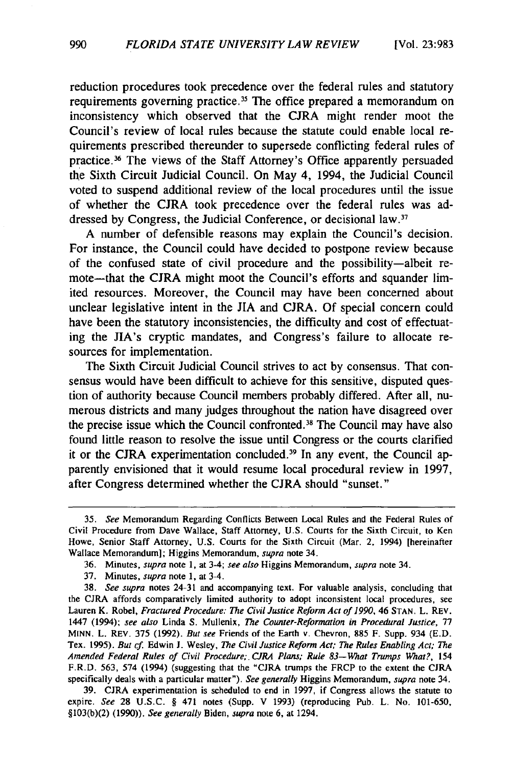reduction procedures took precedence over the federal rules and statutory requirements governing practice.[35] The office prepared a memorandum on inconsistency which observed that the CJRA might render moot the Council's review of local rules because the statute could enable local requirements prescribed thereunder to supersede conflicting federal rules of practice.[36] The views of the Staff Attorney's Office apparently persuaded the Sixth Circuit Judicial Council. On May 4, 1994, the Judicial Council voted to suspend additional review of the local procedures until the issue of whether the CJRA took precedence over the federal rules was addressed by Congress, the Judicial Conference, or decisional law.[37]

A number of defensible reasons may explain the Council's decision. For instance, the Council could have decided to postpone review because of the confused state of civil procedure and the possibility—albeit remote—that the CJRA might moot the Council's efforts and squander limited resources. Moreover, the Council may have been concerned about unclear legislative intent in the JIA and CJRA. Of special concern could have been the statutory inconsistencies, the difficulty and cost of effectuating the JIA's cryptic mandates, and Congress's failure to allocate resources for implementation.

The Sixth Circuit Judicial Council strives to act by consensus. That consensus would have been difficult to achieve for this sensitive, disputed question of authority because Council members probably differed. After all, numerous districts and many judges throughout the nation have disagreed over the precise issue which the Council confronted.[38] The Council may have also found little reason to resolve the issue until Congress or the courts clarified it or the CJRA experimentation concluded.[39] In any event, the Council apparently envisioned that it would resume local procedural review in 1997, after Congress determined whether the CJRA should "sunset."

---

35. *See* Memorandum Regarding Conflicts Between Local Rules and the Federal Rules of Civil Procedure from Dave Wallace, Staff Attorney, U.S. Courts for the Sixth Circuit, to Ken Howe, Senior Staff Attorney, U.S. Courts for the Sixth Circuit (Mar. 2, 1994) [hereinafter Wallace Memorandum]; Higgins Memorandum, *supra* note 34.

36. Minutes, *supra* note 1, at 3-4; *see also* Higgins Memorandum, *supra* note 34.

37. Minutes, *supra* note 1, at 3-4.

38. *See supra* notes 24-31 and accompanying text. For valuable analysis, concluding that the CJRA affords comparatively limited authority to adopt inconsistent local procedures, see Lauren K. Robel, *Fractured Procedure: The Civil Justice Reform Act of 1990*, 46 STAN. L. REV. 1447 (1994); *see also* Linda S. Mullenix, *The Counter-Reformation in Procedural Justice*, 77 MINN. L. REV. 375 (1992). *But see* Friends of the Earth v. Chevron, 885 F. Supp. 934 (E.D. Tex. 1995). *But cf.* Edwin J. Wesley, *The Civil Justice Reform Act; The Rules Enabling Act; The Amended Federal Rules of Civil Procedure; CJRA Plans; Rule 83—What Trumps What?*, 154 F.R.D. 563, 574 (1994) (suggesting that the "CJRA trumps the FRCP to the extent the CJRA specifically deals with a particular matter"). *See generally* Higgins Memorandum, *supra* note 34.

39. CJRA experimentation is scheduled to end in 1997, if Congress allows the statute to expire. *See* 28 U.S.C. § 471 notes (Supp. V 1993) (reproducing Pub. L. No. 101-650, §103(b)(2) (1990)). *See generally* Biden, *supra* note 6, at 1294.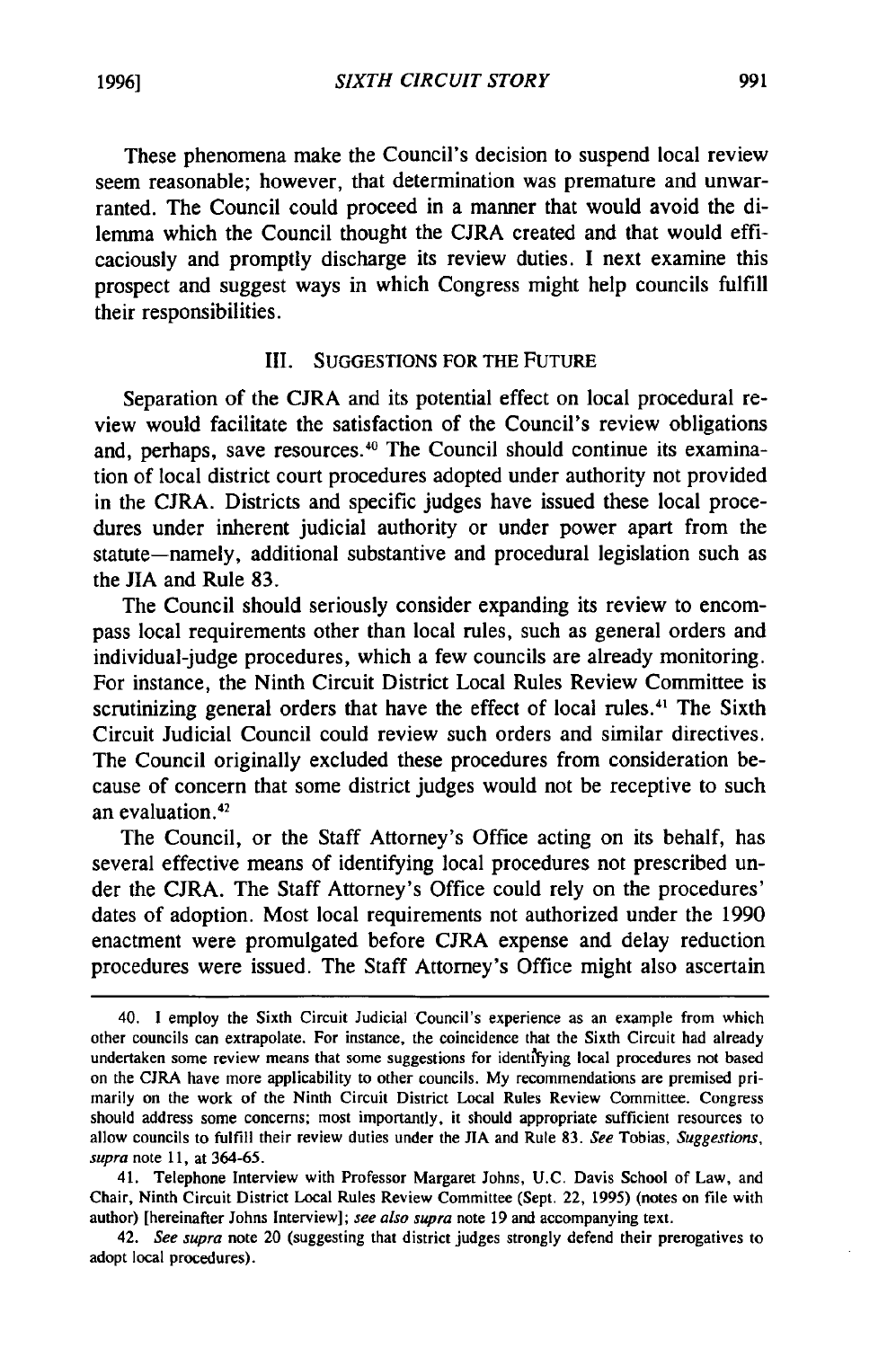These phenomena make the Council's decision to suspend local review seem reasonable; however, that determination was premature and unwarranted. The Council could proceed in a manner that would avoid the dilemma which the Council thought the CJRA created and that would efficaciously and promptly discharge its review duties. I next examine this prospect and suggest ways in which Congress might help councils fulfill their responsibilities.

## III. SUGGESTIONS FOR THE FUTURE

Separation of the CJRA and its potential effect on local procedural review would facilitate the satisfaction of the Council's review obligations and, perhaps, save resources.[40] The Council should continue its examination of local district court procedures adopted under authority not provided in the CJRA. Districts and specific judges have issued these local procedures under inherent judicial authority or under power apart from the statute—namely, additional substantive and procedural legislation such as the JIA and Rule 83.

The Council should seriously consider expanding its review to encompass local requirements other than local rules, such as general orders and individual-judge procedures, which a few councils are already monitoring. For instance, the Ninth Circuit District Local Rules Review Committee is scrutinizing general orders that have the effect of local rules.[41] The Sixth Circuit Judicial Council could review such orders and similar directives. The Council originally excluded these procedures from consideration because of concern that some district judges would not be receptive to such an evaluation.[42]

The Council, or the Staff Attorney's Office acting on its behalf, has several effective means of identifying local procedures not prescribed under the CJRA. The Staff Attorney's Office could rely on the procedures' dates of adoption. Most local requirements not authorized under the 1990 enactment were promulgated before CJRA expense and delay reduction procedures were issued. The Staff Attorney's Office might also ascertain

---

40. I employ the Sixth Circuit Judicial Council's experience as an example from which other councils can extrapolate. For instance, the coincidence that the Sixth Circuit had already undertaken some review means that some suggestions for identifying local procedures not based on the CJRA have more applicability to other councils. My recommendations are premised primarily on the work of the Ninth Circuit District Local Rules Review Committee. Congress should address some concerns; most importantly, it should appropriate sufficient resources to allow councils to fulfill their review duties under the JIA and Rule 83. *See* Tobias, *Suggestions*, *supra* note 11, at 364-65.

41. Telephone Interview with Professor Margaret Johns, U.C. Davis School of Law, and Chair, Ninth Circuit District Local Rules Review Committee (Sept. 22, 1995) (notes on file with author) [hereinafter Johns Interview]; *see also supra* note 19 and accompanying text.

42. *See supra* note 20 (suggesting that district judges strongly defend their prerogatives to adopt local procedures).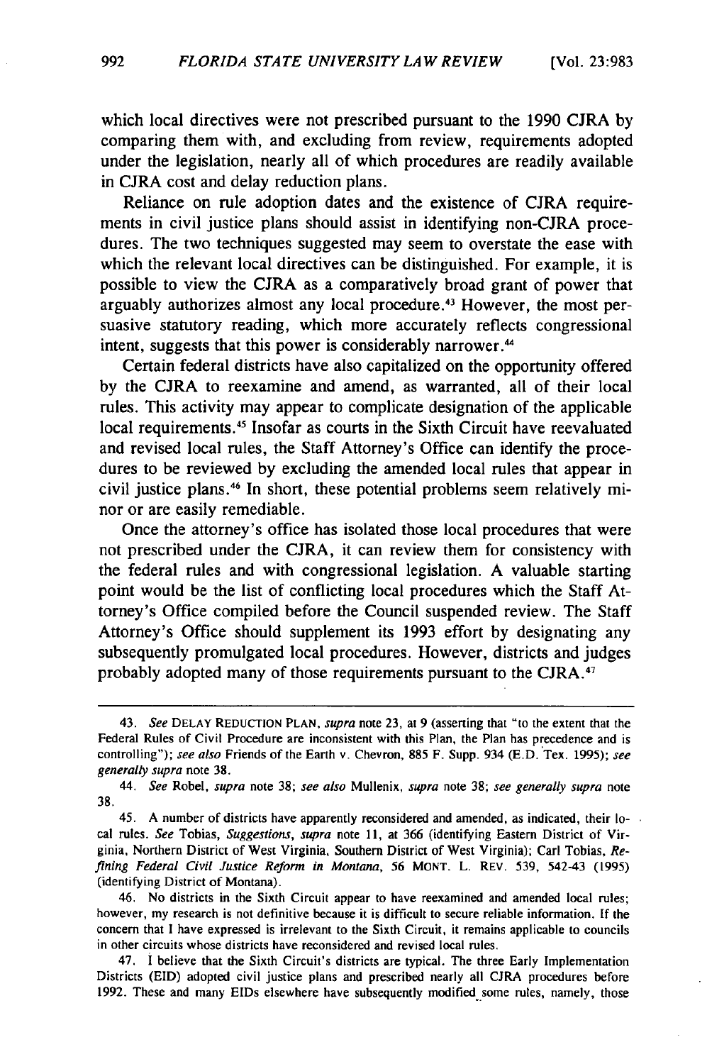which local directives were not prescribed pursuant to the 1990 CJRA by comparing them with, and excluding from review, requirements adopted under the legislation, nearly all of which procedures are readily available in CJRA cost and delay reduction plans.

Reliance on rule adoption dates and the existence of CJRA requirements in civil justice plans should assist in identifying non-CJRA procedures. The two techniques suggested may seem to overstate the ease with which the relevant local directives can be distinguished. For example, it is possible to view the CJRA as a comparatively broad grant of power that arguably authorizes almost any local procedure.[43] However, the most persuasive statutory reading, which more accurately reflects congressional intent, suggests that this power is considerably narrower.[44]

Certain federal districts have also capitalized on the opportunity offered by the CJRA to reexamine and amend, as warranted, all of their local rules. This activity may appear to complicate designation of the applicable local requirements.[45] Insofar as courts in the Sixth Circuit have reevaluated and revised local rules, the Staff Attorney's Office can identify the procedures to be reviewed by excluding the amended local rules that appear in civil justice plans.[46] In short, these potential problems seem relatively minor or are easily remediable.

Once the attorney's office has isolated those local procedures that were not prescribed under the CJRA, it can review them for consistency with the federal rules and with congressional legislation. A valuable starting point would be the list of conflicting local procedures which the Staff Attorney's Office compiled before the Council suspended review. The Staff Attorney's Office should supplement its 1993 effort by designating any subsequently promulgated local procedures. However, districts and judges probably adopted many of those requirements pursuant to the CJRA.[47]

---

43. *See* DELAY REDUCTION PLAN, *supra* note 23, at 9 (asserting that "to the extent that the Federal Rules of Civil Procedure are inconsistent with this Plan, the Plan has precedence and is controlling"); *see also* Friends of the Earth v. Chevron, 885 F. Supp. 934 (E.D. Tex. 1995); *see generally supra* note 38.

44. *See* Robel, *supra* note 38; *see also* Mullenix, *supra* note 38; *see generally supra* note 38.

45. A number of districts have apparently reconsidered and amended, as indicated, their local rules. *See* Tobias, *Suggestions*, *supra* note 11, at 366 (identifying Eastern District of Virginia, Northern District of West Virginia, Southern District of West Virginia); Carl Tobias, *Refining Federal Civil Justice Reform in Montana*, 56 MONT. L. REV. 539, 542-43 (1995) (identifying District of Montana).

46. No districts in the Sixth Circuit appear to have reexamined and amended local rules; however, my research is not definitive because it is difficult to secure reliable information. If the concern that I have expressed is irrelevant to the Sixth Circuit, it remains applicable to councils in other circuits whose districts have reconsidered and revised local rules.

47. I believe that the Sixth Circuit's districts are typical. The three Early Implementation Districts (EID) adopted civil justice plans and prescribed nearly all CJRA procedures before 1992. These and many EIDs elsewhere have subsequently modified some rules, namely, those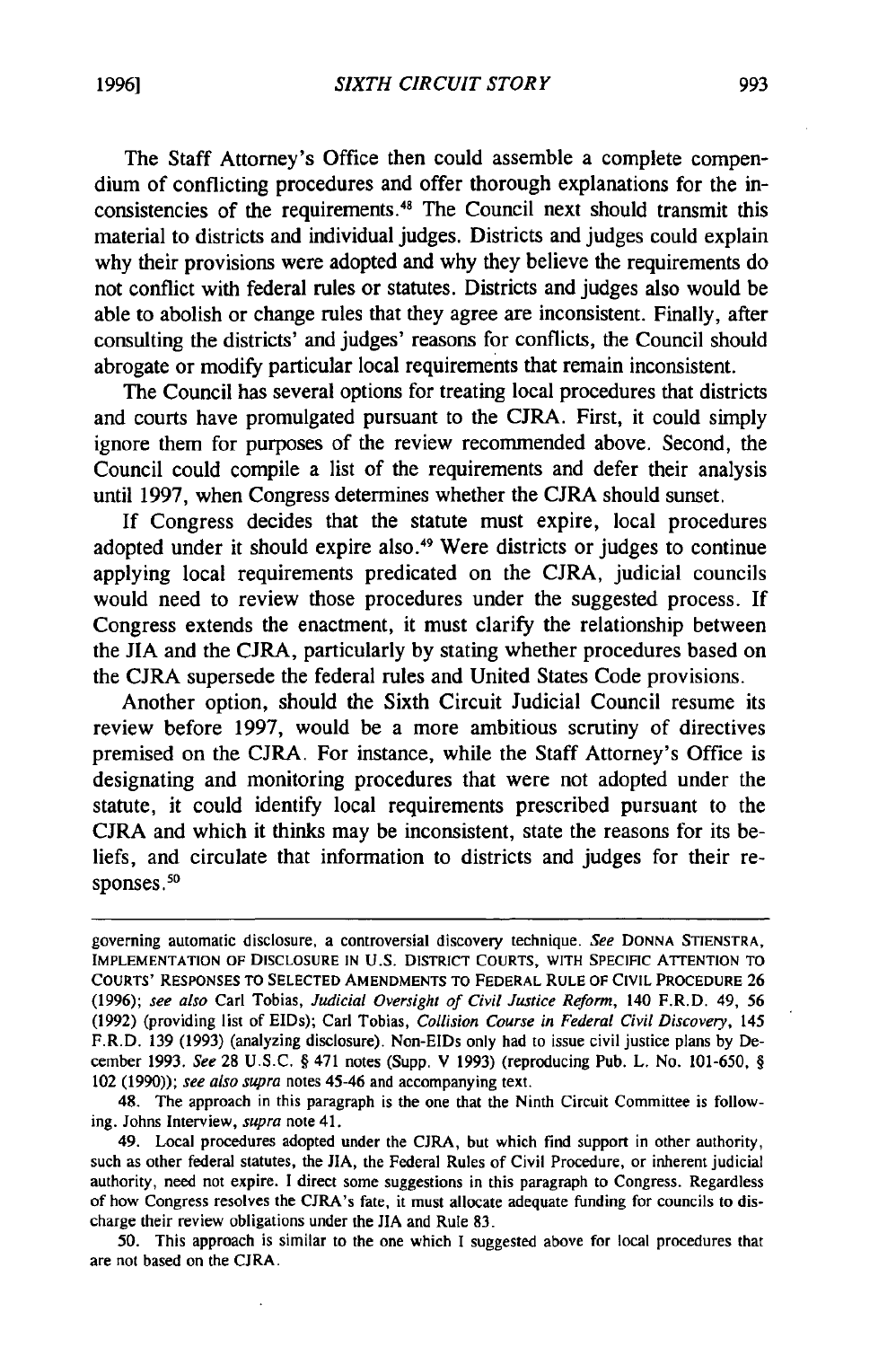The Staff Attorney's Office then could assemble a complete compendium of conflicting procedures and offer thorough explanations for the inconsistencies of the requirements.[48] The Council next should transmit this material to districts and individual judges. Districts and judges could explain why their provisions were adopted and why they believe the requirements do not conflict with federal rules or statutes. Districts and judges also would be able to abolish or change rules that they agree are inconsistent. Finally, after consulting the districts' and judges' reasons for conflicts, the Council should abrogate or modify particular local requirements that remain inconsistent.

The Council has several options for treating local procedures that districts and courts have promulgated pursuant to the CJRA. First, it could simply ignore them for purposes of the review recommended above. Second, the Council could compile a list of the requirements and defer their analysis until 1997, when Congress determines whether the CJRA should sunset.

If Congress decides that the statute must expire, local procedures adopted under it should expire also.[49] Were districts or judges to continue applying local requirements predicated on the CJRA, judicial councils would need to review those procedures under the suggested process. If Congress extends the enactment, it must clarify the relationship between the JIA and the CJRA, particularly by stating whether procedures based on the CJRA supersede the federal rules and United States Code provisions.

Another option, should the Sixth Circuit Judicial Council resume its review before 1997, would be a more ambitious scrutiny of directives premised on the CJRA. For instance, while the Staff Attorney's Office is designating and monitoring procedures that were not adopted under the statute, it could identify local requirements prescribed pursuant to the CJRA and which it thinks may be inconsistent, state the reasons for its beliefs, and circulate that information to districts and judges for their responses.[50]

---

governing automatic disclosure, a controversial discovery technique. *See* DONNA STIENSTRA, IMPLEMENTATION OF DISCLOSURE IN U.S. DISTRICT COURTS, WITH SPECIFIC ATTENTION TO COURTS' RESPONSES TO SELECTED AMENDMENTS TO FEDERAL RULE OF CIVIL PROCEDURE 26 (1996); *see also* Carl Tobias, *Judicial Oversight of Civil Justice Reform*, 140 F.R.D. 49, 56 (1992) (providing list of EIDs); Carl Tobias, *Collision Course in Federal Civil Discovery*, 145 F.R.D. 139 (1993) (analyzing disclosure). Non-EIDs only had to issue civil justice plans by December 1993. *See* 28 U.S.C. § 471 notes (Supp. V 1993) (reproducing Pub. L. No. 101-650, § 102 (1990)); *see also supra* notes 45-46 and accompanying text.

48. The approach in this paragraph is the one that the Ninth Circuit Committee is following. Johns Interview, *supra* note 41.

49. Local procedures adopted under the CJRA, but which find support in other authority, such as other federal statutes, the JIA, the Federal Rules of Civil Procedure, or inherent judicial authority, need not expire. I direct some suggestions in this paragraph to Congress. Regardless of how Congress resolves the CJRA's fate, it must allocate adequate funding for councils to discharge their review obligations under the JIA and Rule 83.

50. This approach is similar to the one which I suggested above for local procedures that are not based on the CJRA.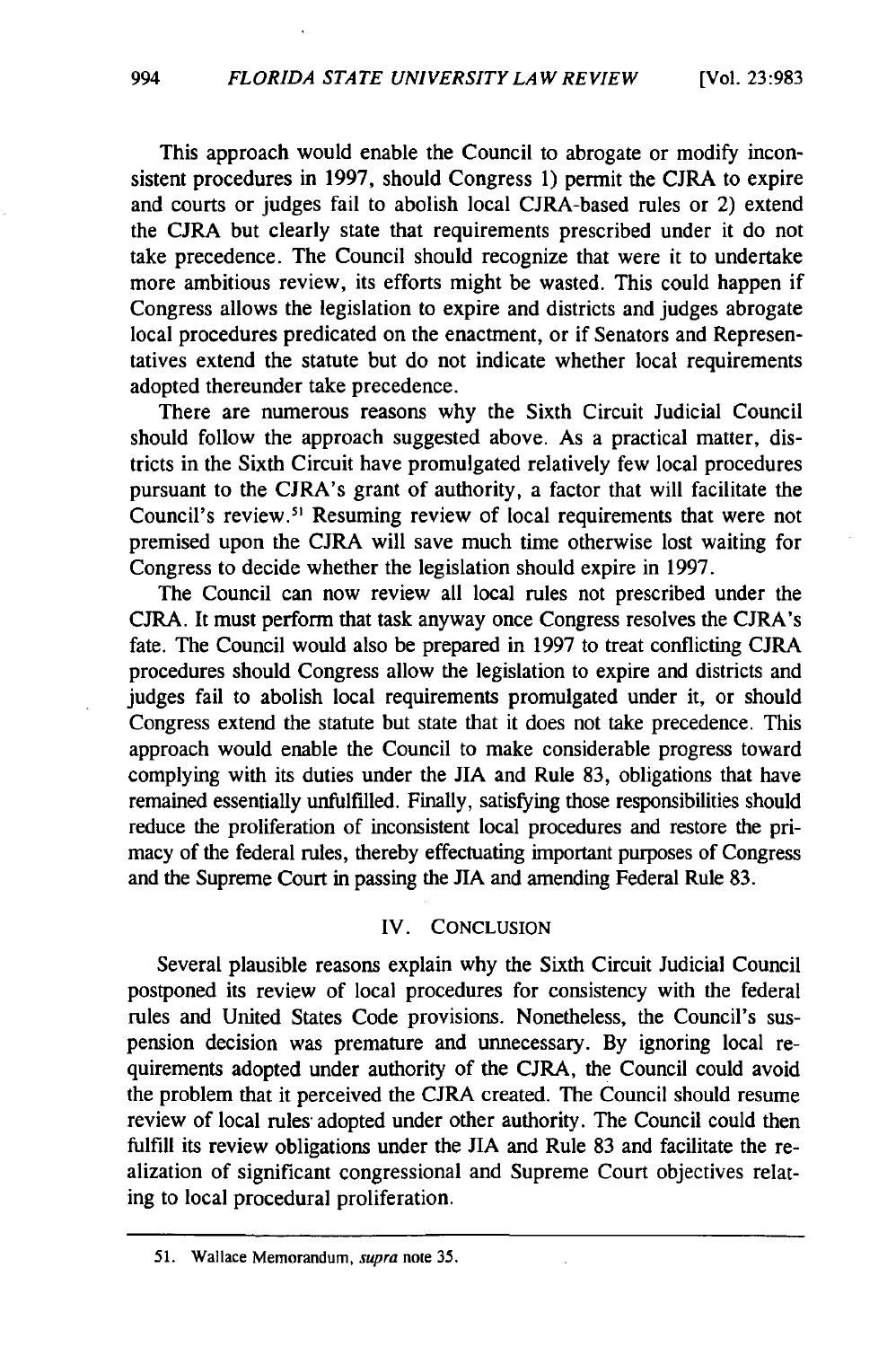This approach would enable the Council to abrogate or modify inconsistent procedures in 1997, should Congress 1) permit the CJRA to expire and courts or judges fail to abolish local CJRA-based rules or 2) extend the CJRA but clearly state that requirements prescribed under it do not take precedence. The Council should recognize that were it to undertake more ambitious review, its efforts might be wasted. This could happen if Congress allows the legislation to expire and districts and judges abrogate local procedures predicated on the enactment, or if Senators and Representatives extend the statute but do not indicate whether local requirements adopted thereunder take precedence.

There are numerous reasons why the Sixth Circuit Judicial Council should follow the approach suggested above. As a practical matter, districts in the Sixth Circuit have promulgated relatively few local procedures pursuant to the CJRA's grant of authority, a factor that will facilitate the Council's review.[51] Resuming review of local requirements that were not premised upon the CJRA will save much time otherwise lost waiting for Congress to decide whether the legislation should expire in 1997.

The Council can now review all local rules not prescribed under the CJRA. It must perform that task anyway once Congress resolves the CJRA's fate. The Council would also be prepared in 1997 to treat conflicting CJRA procedures should Congress allow the legislation to expire and districts and judges fail to abolish local requirements promulgated under it, or should Congress extend the statute but state that it does not take precedence. This approach would enable the Council to make considerable progress toward complying with its duties under the JIA and Rule 83, obligations that have remained essentially unfulfilled. Finally, satisfying those responsibilities should reduce the proliferation of inconsistent local procedures and restore the primacy of the federal rules, thereby effectuating important purposes of Congress and the Supreme Court in passing the JIA and amending Federal Rule 83.

## IV. CONCLUSION

Several plausible reasons explain why the Sixth Circuit Judicial Council postponed its review of local procedures for consistency with the federal rules and United States Code provisions. Nonetheless, the Council's suspension decision was premature and unnecessary. By ignoring local requirements adopted under authority of the CJRA, the Council could avoid the problem that it perceived the CJRA created. The Council should resume review of local rules adopted under other authority. The Council could then fulfill its review obligations under the JIA and Rule 83 and facilitate the realization of significant congressional and Supreme Court objectives relating to local procedural proliferation.

---

51. Wallace Memorandum, *supra* note 35.